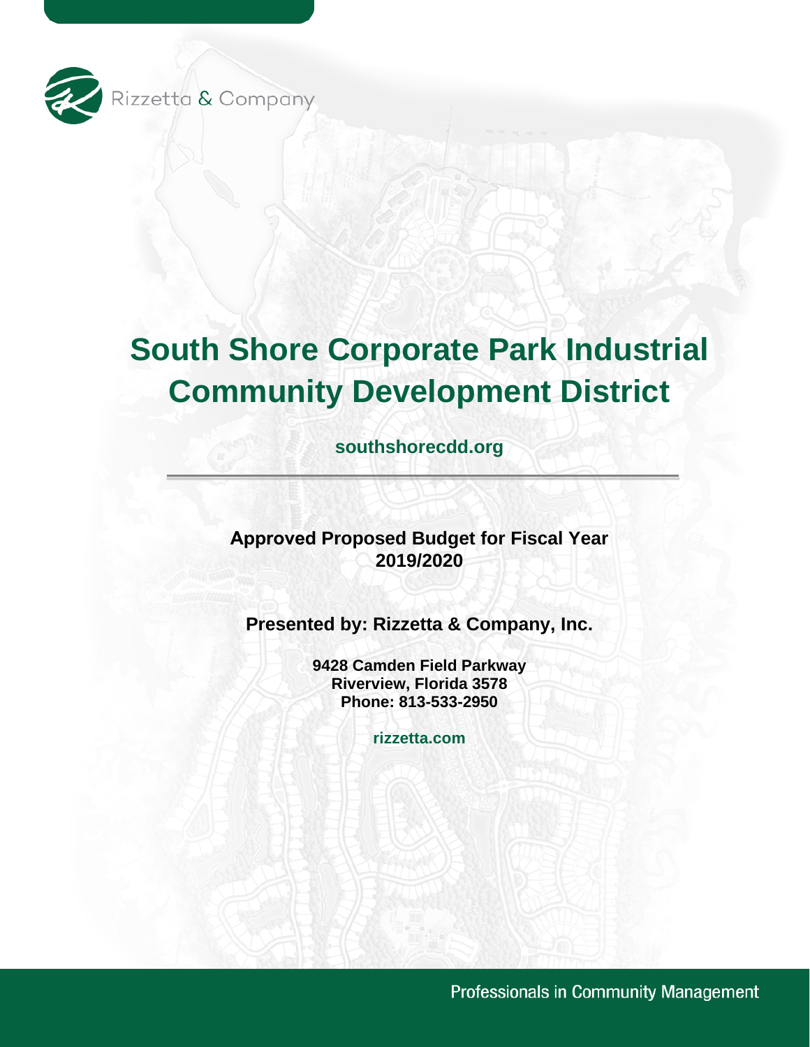Rizzetta & Company

# South Shore Corporate Park Industrial Community Development District

**southshorecdd.org**

---

**Approved Proposed Budget for Fiscal Year 2019/2020**

**Presented by: Rizzetta & Company, Inc.**

**9428 Camden Field Parkway**
**Riverview, Florida 3578**
**Phone: 813-533-2950**

**rizzetta.com**

Professionals in Community Management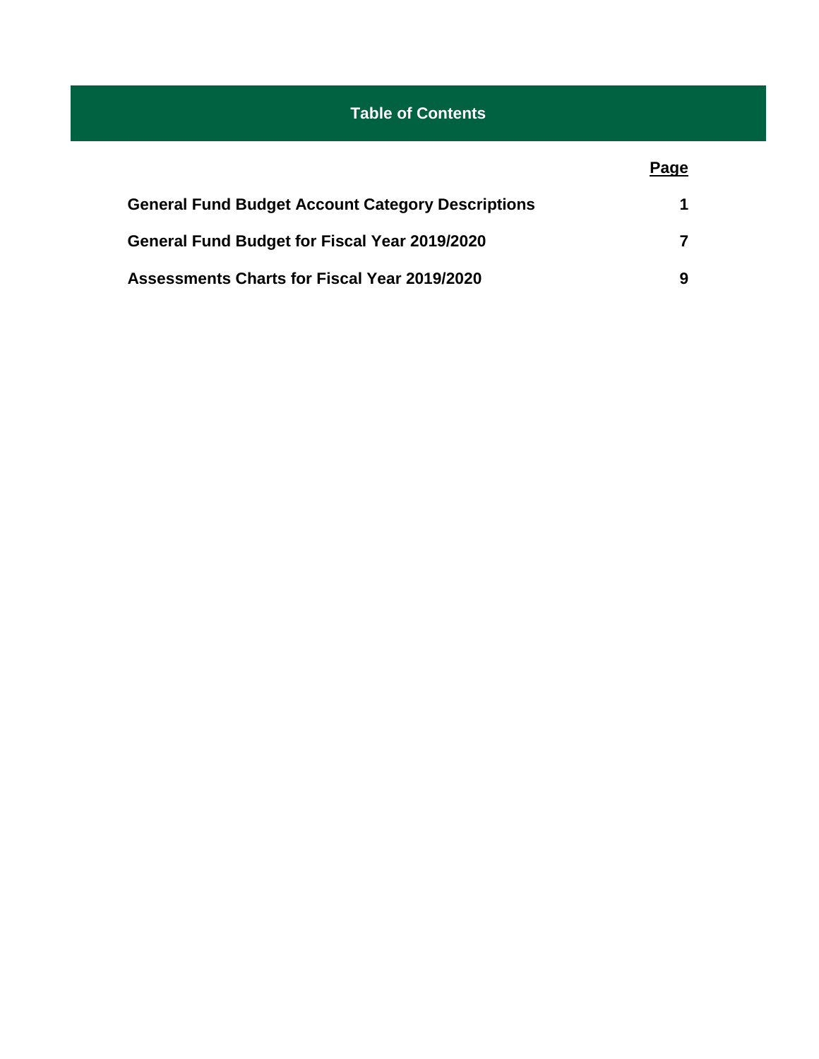# Table of Contents

| | Page |
|---|---|
| **General Fund Budget Account Category Descriptions** | **1** |
| **General Fund Budget for Fiscal Year 2019/2020** | **7** |
| **Assessments Charts for Fiscal Year 2019/2020** | **9** |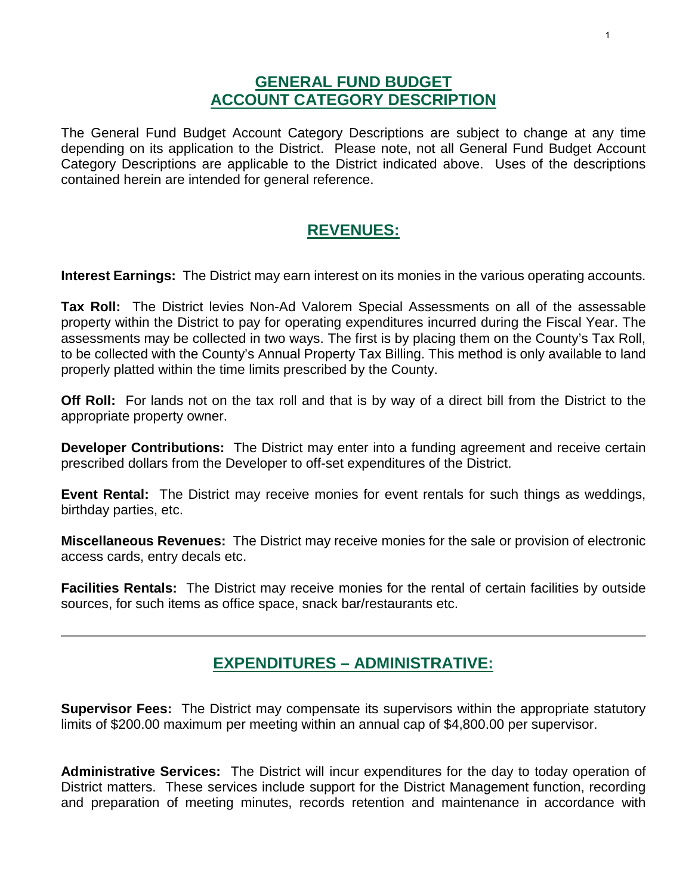# GENERAL FUND BUDGET
# ACCOUNT CATEGORY DESCRIPTION

The General Fund Budget Account Category Descriptions are subject to change at any time depending on its application to the District. Please note, not all General Fund Budget Account Category Descriptions are applicable to the District indicated above. Uses of the descriptions contained herein are intended for general reference.

## REVENUES:

**Interest Earnings:** The District may earn interest on its monies in the various operating accounts.

**Tax Roll:** The District levies Non-Ad Valorem Special Assessments on all of the assessable property within the District to pay for operating expenditures incurred during the Fiscal Year. The assessments may be collected in two ways. The first is by placing them on the County's Tax Roll, to be collected with the County's Annual Property Tax Billing. This method is only available to land properly platted within the time limits prescribed by the County.

**Off Roll:** For lands not on the tax roll and that is by way of a direct bill from the District to the appropriate property owner.

**Developer Contributions:** The District may enter into a funding agreement and receive certain prescribed dollars from the Developer to off-set expenditures of the District.

**Event Rental:** The District may receive monies for event rentals for such things as weddings, birthday parties, etc.

**Miscellaneous Revenues:** The District may receive monies for the sale or provision of electronic access cards, entry decals etc.

**Facilities Rentals:** The District may receive monies for the rental of certain facilities by outside sources, for such items as office space, snack bar/restaurants etc.

---

## EXPENDITURES – ADMINISTRATIVE:

**Supervisor Fees:** The District may compensate its supervisors within the appropriate statutory limits of $200.00 maximum per meeting within an annual cap of $4,800.00 per supervisor.

**Administrative Services:** The District will incur expenditures for the day to today operation of District matters. These services include support for the District Management function, recording and preparation of meeting minutes, records retention and maintenance in accordance with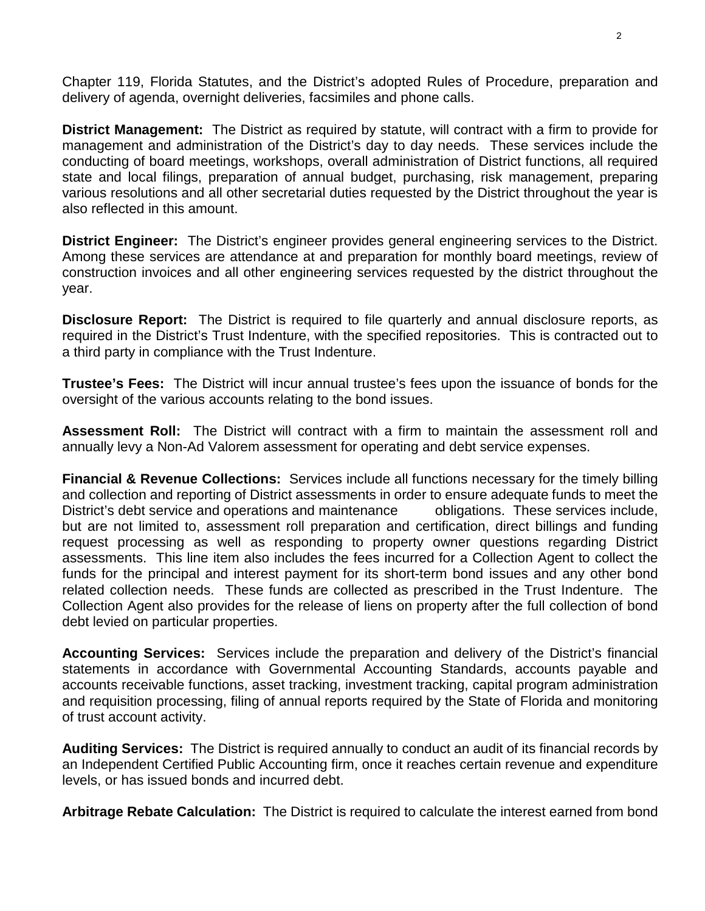Chapter 119, Florida Statutes, and the District's adopted Rules of Procedure, preparation and delivery of agenda, overnight deliveries, facsimiles and phone calls.

**District Management:** The District as required by statute, will contract with a firm to provide for management and administration of the District's day to day needs. These services include the conducting of board meetings, workshops, overall administration of District functions, all required state and local filings, preparation of annual budget, purchasing, risk management, preparing various resolutions and all other secretarial duties requested by the District throughout the year is also reflected in this amount.

**District Engineer:** The District's engineer provides general engineering services to the District. Among these services are attendance at and preparation for monthly board meetings, review of construction invoices and all other engineering services requested by the district throughout the year.

**Disclosure Report:** The District is required to file quarterly and annual disclosure reports, as required in the District's Trust Indenture, with the specified repositories. This is contracted out to a third party in compliance with the Trust Indenture.

**Trustee's Fees:** The District will incur annual trustee's fees upon the issuance of bonds for the oversight of the various accounts relating to the bond issues.

**Assessment Roll:** The District will contract with a firm to maintain the assessment roll and annually levy a Non-Ad Valorem assessment for operating and debt service expenses.

**Financial & Revenue Collections:** Services include all functions necessary for the timely billing and collection and reporting of District assessments in order to ensure adequate funds to meet the District's debt service and operations and maintenance obligations. These services include, but are not limited to, assessment roll preparation and certification, direct billings and funding request processing as well as responding to property owner questions regarding District assessments. This line item also includes the fees incurred for a Collection Agent to collect the funds for the principal and interest payment for its short-term bond issues and any other bond related collection needs. These funds are collected as prescribed in the Trust Indenture. The Collection Agent also provides for the release of liens on property after the full collection of bond debt levied on particular properties.

**Accounting Services:** Services include the preparation and delivery of the District's financial statements in accordance with Governmental Accounting Standards, accounts payable and accounts receivable functions, asset tracking, investment tracking, capital program administration and requisition processing, filing of annual reports required by the State of Florida and monitoring of trust account activity.

**Auditing Services:** The District is required annually to conduct an audit of its financial records by an Independent Certified Public Accounting firm, once it reaches certain revenue and expenditure levels, or has issued bonds and incurred debt.

**Arbitrage Rebate Calculation:** The District is required to calculate the interest earned from bond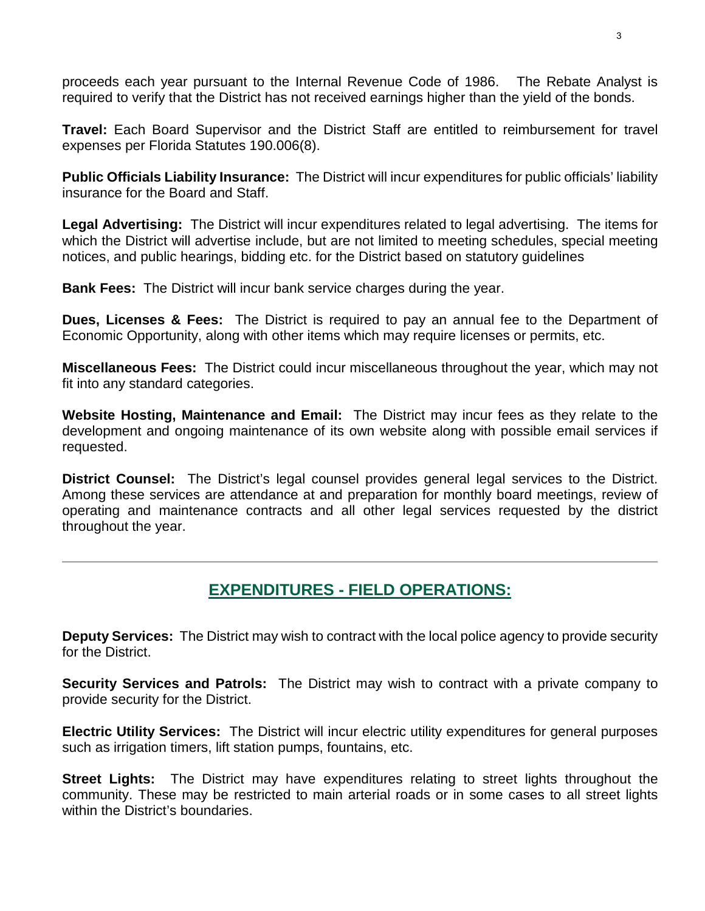proceeds each year pursuant to the Internal Revenue Code of 1986. The Rebate Analyst is required to verify that the District has not received earnings higher than the yield of the bonds.

**Travel:** Each Board Supervisor and the District Staff are entitled to reimbursement for travel expenses per Florida Statutes 190.006(8).

**Public Officials Liability Insurance:** The District will incur expenditures for public officials' liability insurance for the Board and Staff.

**Legal Advertising:** The District will incur expenditures related to legal advertising. The items for which the District will advertise include, but are not limited to meeting schedules, special meeting notices, and public hearings, bidding etc. for the District based on statutory guidelines

**Bank Fees:** The District will incur bank service charges during the year.

**Dues, Licenses & Fees:** The District is required to pay an annual fee to the Department of Economic Opportunity, along with other items which may require licenses or permits, etc.

**Miscellaneous Fees:** The District could incur miscellaneous throughout the year, which may not fit into any standard categories.

**Website Hosting, Maintenance and Email:** The District may incur fees as they relate to the development and ongoing maintenance of its own website along with possible email services if requested.

**District Counsel:** The District's legal counsel provides general legal services to the District. Among these services are attendance at and preparation for monthly board meetings, review of operating and maintenance contracts and all other legal services requested by the district throughout the year.

---

## EXPENDITURES - FIELD OPERATIONS:

**Deputy Services:** The District may wish to contract with the local police agency to provide security for the District.

**Security Services and Patrols:** The District may wish to contract with a private company to provide security for the District.

**Electric Utility Services:** The District will incur electric utility expenditures for general purposes such as irrigation timers, lift station pumps, fountains, etc.

**Street Lights:** The District may have expenditures relating to street lights throughout the community. These may be restricted to main arterial roads or in some cases to all street lights within the District's boundaries.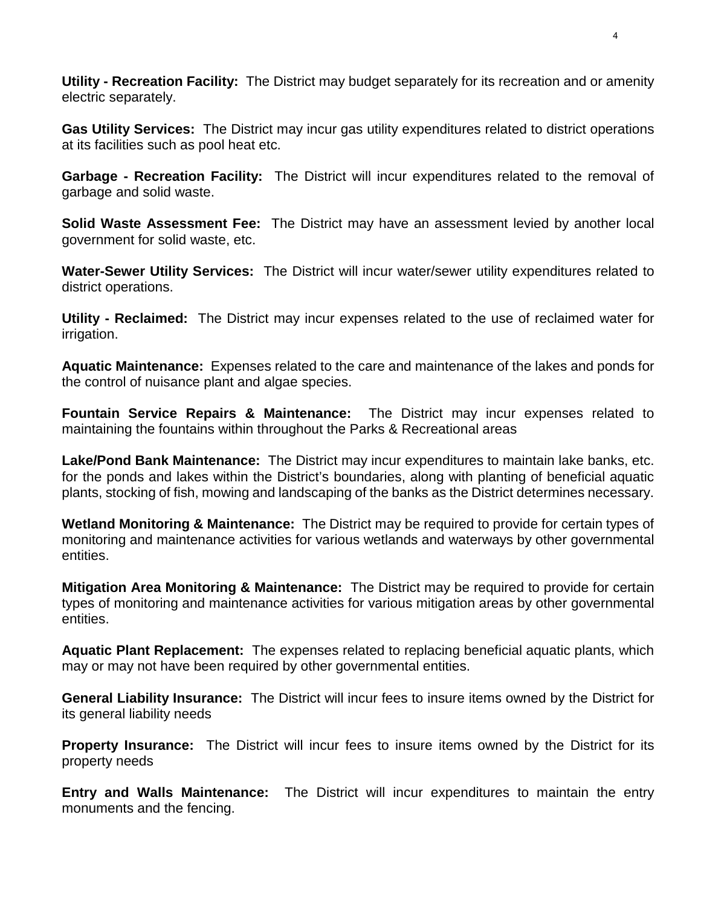**Utility - Recreation Facility:** The District may budget separately for its recreation and or amenity electric separately.

**Gas Utility Services:** The District may incur gas utility expenditures related to district operations at its facilities such as pool heat etc.

**Garbage - Recreation Facility:** The District will incur expenditures related to the removal of garbage and solid waste.

**Solid Waste Assessment Fee:** The District may have an assessment levied by another local government for solid waste, etc.

**Water-Sewer Utility Services:** The District will incur water/sewer utility expenditures related to district operations.

**Utility - Reclaimed:** The District may incur expenses related to the use of reclaimed water for irrigation.

**Aquatic Maintenance:** Expenses related to the care and maintenance of the lakes and ponds for the control of nuisance plant and algae species.

**Fountain Service Repairs & Maintenance:** The District may incur expenses related to maintaining the fountains within throughout the Parks & Recreational areas

**Lake/Pond Bank Maintenance:** The District may incur expenditures to maintain lake banks, etc. for the ponds and lakes within the District's boundaries, along with planting of beneficial aquatic plants, stocking of fish, mowing and landscaping of the banks as the District determines necessary.

**Wetland Monitoring & Maintenance:** The District may be required to provide for certain types of monitoring and maintenance activities for various wetlands and waterways by other governmental entities.

**Mitigation Area Monitoring & Maintenance:** The District may be required to provide for certain types of monitoring and maintenance activities for various mitigation areas by other governmental entities.

**Aquatic Plant Replacement:** The expenses related to replacing beneficial aquatic plants, which may or may not have been required by other governmental entities.

**General Liability Insurance:** The District will incur fees to insure items owned by the District for its general liability needs

**Property Insurance:** The District will incur fees to insure items owned by the District for its property needs

**Entry and Walls Maintenance:** The District will incur expenditures to maintain the entry monuments and the fencing.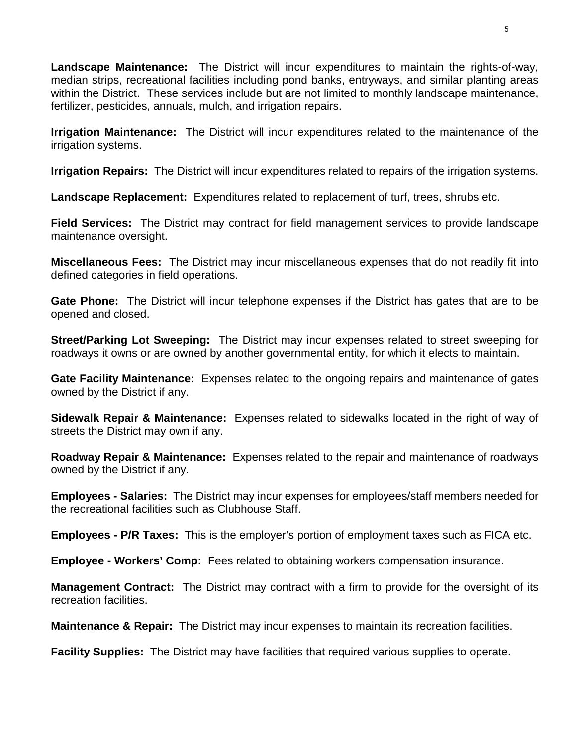**Landscape Maintenance:** The District will incur expenditures to maintain the rights-of-way, median strips, recreational facilities including pond banks, entryways, and similar planting areas within the District. These services include but are not limited to monthly landscape maintenance, fertilizer, pesticides, annuals, mulch, and irrigation repairs.

**Irrigation Maintenance:** The District will incur expenditures related to the maintenance of the irrigation systems.

**Irrigation Repairs:** The District will incur expenditures related to repairs of the irrigation systems.

**Landscape Replacement:** Expenditures related to replacement of turf, trees, shrubs etc.

**Field Services:** The District may contract for field management services to provide landscape maintenance oversight.

**Miscellaneous Fees:** The District may incur miscellaneous expenses that do not readily fit into defined categories in field operations.

**Gate Phone:** The District will incur telephone expenses if the District has gates that are to be opened and closed.

**Street/Parking Lot Sweeping:** The District may incur expenses related to street sweeping for roadways it owns or are owned by another governmental entity, for which it elects to maintain.

**Gate Facility Maintenance:** Expenses related to the ongoing repairs and maintenance of gates owned by the District if any.

**Sidewalk Repair & Maintenance:** Expenses related to sidewalks located in the right of way of streets the District may own if any.

**Roadway Repair & Maintenance:** Expenses related to the repair and maintenance of roadways owned by the District if any.

**Employees - Salaries:** The District may incur expenses for employees/staff members needed for the recreational facilities such as Clubhouse Staff.

**Employees - P/R Taxes:** This is the employer's portion of employment taxes such as FICA etc.

**Employee - Workers' Comp:** Fees related to obtaining workers compensation insurance.

**Management Contract:** The District may contract with a firm to provide for the oversight of its recreation facilities.

**Maintenance & Repair:** The District may incur expenses to maintain its recreation facilities.

**Facility Supplies:** The District may have facilities that required various supplies to operate.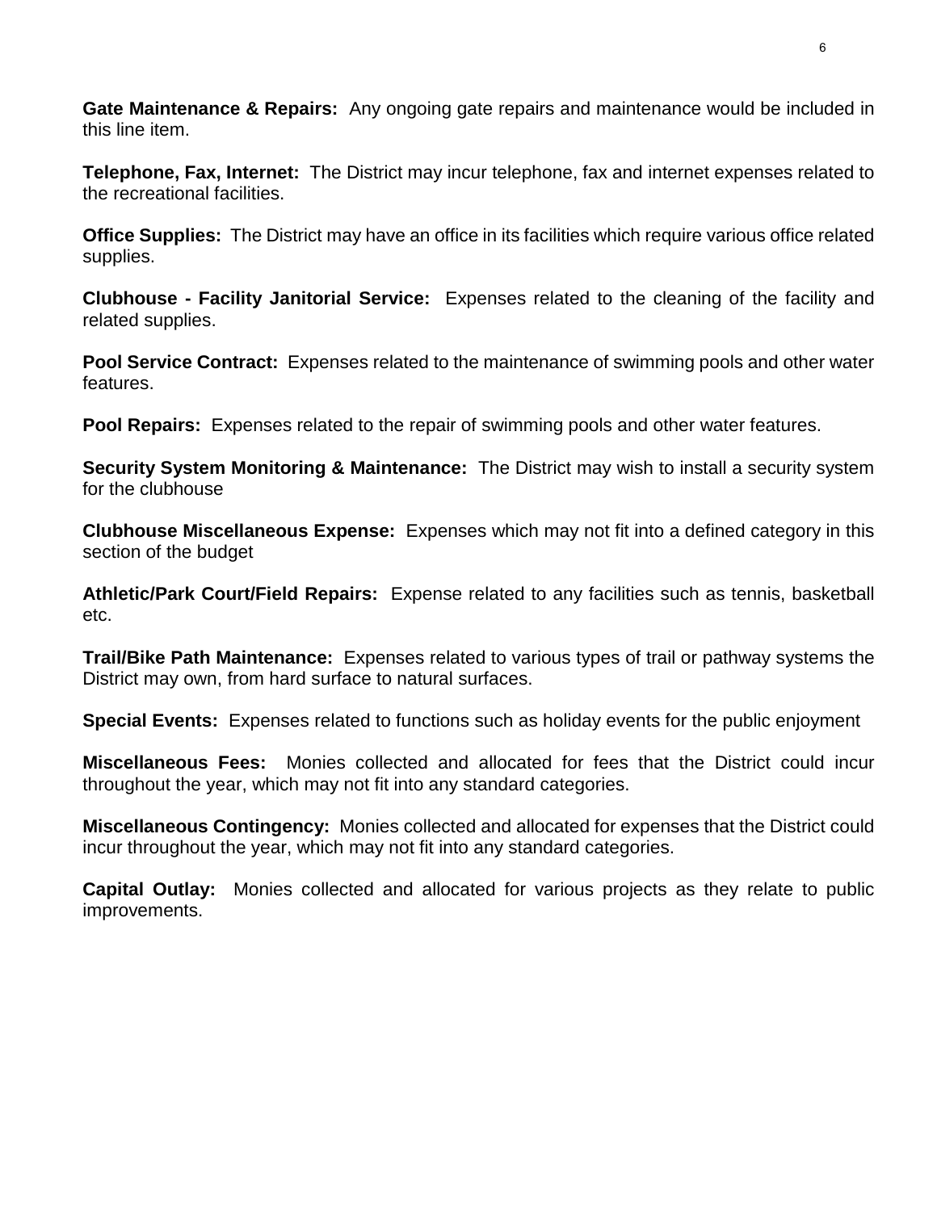**Gate Maintenance & Repairs:** Any ongoing gate repairs and maintenance would be included in this line item.

**Telephone, Fax, Internet:** The District may incur telephone, fax and internet expenses related to the recreational facilities.

**Office Supplies:** The District may have an office in its facilities which require various office related supplies.

**Clubhouse - Facility Janitorial Service:** Expenses related to the cleaning of the facility and related supplies.

**Pool Service Contract:** Expenses related to the maintenance of swimming pools and other water features.

**Pool Repairs:** Expenses related to the repair of swimming pools and other water features.

**Security System Monitoring & Maintenance:** The District may wish to install a security system for the clubhouse

**Clubhouse Miscellaneous Expense:** Expenses which may not fit into a defined category in this section of the budget

**Athletic/Park Court/Field Repairs:** Expense related to any facilities such as tennis, basketball etc.

**Trail/Bike Path Maintenance:** Expenses related to various types of trail or pathway systems the District may own, from hard surface to natural surfaces.

**Special Events:** Expenses related to functions such as holiday events for the public enjoyment

**Miscellaneous Fees:** Monies collected and allocated for fees that the District could incur throughout the year, which may not fit into any standard categories.

**Miscellaneous Contingency:** Monies collected and allocated for expenses that the District could incur throughout the year, which may not fit into any standard categories.

**Capital Outlay:** Monies collected and allocated for various projects as they relate to public improvements.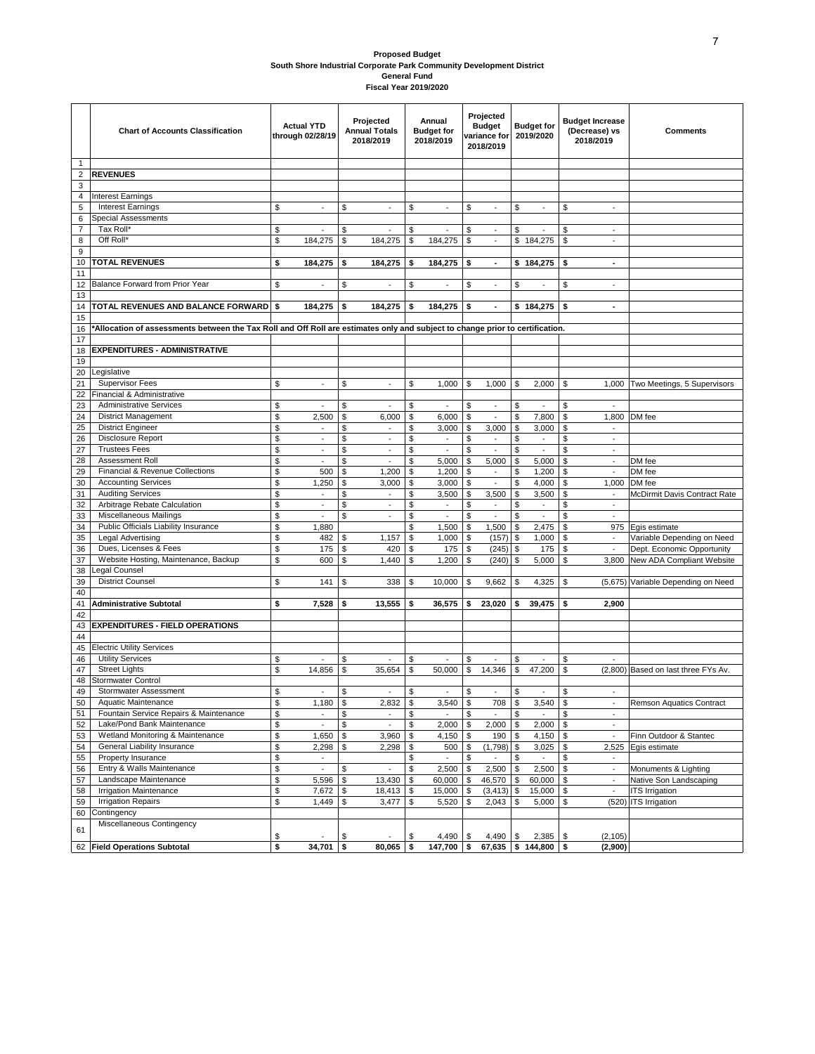**Proposed Budget**
**South Shore Industrial Corporate Park Community Development District**
**General Fund**
**Fiscal Year 2019/2020**

| | Chart of Accounts Classification | Actual YTD through 02/28/19 | Projected Annual Totals 2018/2019 | Annual Budget for 2018/2019 | Projected Budget variance for 2018/2019 | Budget for 2019/2020 | Budget Increase (Decrease) vs 2018/2019 | Comments |
|---|---|---|---|---|---|---|---|---|
| 1 | | | | | | | | |
| 2 | **REVENUES** | | | | | | | |
| 3 | | | | | | | | |
| 4 | Interest Earnings | | | | | | | |
| 5 | Interest Earnings | $ - | $ - | $ - | $ - | $ - | $ - | |
| 6 | Special Assessments | | | | | | | |
| 7 | Tax Roll* | $ - | $ - | $ - | $ - | $ - | $ - | |
| 8 | Off Roll* | $ 184,275 | $ 184,275 | $ 184,275 | $ - | $ 184,275 | $ - | |
| 9 | | | | | | | | |
| 10 | **TOTAL REVENUES** | **$ 184,275** | **$ 184,275** | **$ 184,275** | **$ -** | **$ 184,275** | **$ -** | |
| 11 | | | | | | | | |
| 12 | Balance Forward from Prior Year | $ - | $ - | $ - | $ - | $ - | $ - | |
| 13 | | | | | | | | |
| 14 | **TOTAL REVENUES AND BALANCE FORWARD** | **$ 184,275** | **$ 184,275** | **$ 184,275** | **$ -** | **$ 184,275** | **$ -** | |
| 15 | | | | | | | | |
| 16 | ***Allocation of assessments between the Tax Roll and Off Roll are estimates only and subject to change prior to certification.** | | | | | | | |
| 17 | | | | | | | | |
| 18 | **EXPENDITURES - ADMINISTRATIVE** | | | | | | | |
| 19 | | | | | | | | |
| 20 | Legislative | | | | | | | |
| 21 | Supervisor Fees | $ - | $ - | $ 1,000 | $ 1,000 | $ 2,000 | $ 1,000 | Two Meetings, 5 Supervisors |
| 22 | Financial & Administrative | | | | | | | |
| 23 | Administrative Services | $ - | $ - | $ - | $ - | $ - | $ - | |
| 24 | District Management | $ 2,500 | $ 6,000 | $ 6,000 | $ - | $ 7,800 | $ 1,800 | DM fee |
| 25 | District Engineer | $ - | $ - | $ 3,000 | $ 3,000 | $ 3,000 | $ - | |
| 26 | Disclosure Report | $ - | $ - | $ - | $ - | $ - | $ - | |
| 27 | Trustees Fees | $ - | $ - | $ - | $ - | $ - | $ - | |
| 28 | Assessment Roll | $ - | $ - | $ 5,000 | $ 5,000 | $ 5,000 | $ - | DM fee |
| 29 | Financial & Revenue Collections | $ 500 | $ 1,200 | $ 1,200 | $ - | $ 1,200 | $ - | DM fee |
| 30 | Accounting Services | $ 1,250 | $ 3,000 | $ 3,000 | $ - | $ 4,000 | $ 1,000 | DM fee |
| 31 | Auditing Services | $ - | $ - | $ 3,500 | $ 3,500 | $ 3,500 | $ - | McDirmit Davis Contract Rate |
| 32 | Arbitrage Rebate Calculation | $ - | $ - | $ - | $ - | $ - | $ - | |
| 33 | Miscellaneous Mailings | $ - | $ - | $ - | $ - | $ - | $ - | |
| 34 | Public Officials Liability Insurance | $ 1,880 | | $ 1,500 | $ 1,500 | $ 2,475 | $ 975 | Egis estimate |
| 35 | Legal Advertising | $ 482 | $ 1,157 | $ 1,000 | $ (157) | $ 1,000 | $ - | Variable Depending on Need |
| 36 | Dues, Licenses & Fees | $ 175 | $ 420 | $ 175 | $ (245) | $ 175 | $ - | Dept. Economic Opportunity |
| 37 | Website Hosting, Maintenance, Backup | $ 600 | $ 1,440 | $ 1,200 | $ (240) | $ 5,000 | $ 3,800 | New ADA Compliant Website |
| 38 | Legal Counsel | | | | | | | |
| 39 | District Counsel | $ 141 | $ 338 | $ 10,000 | $ 9,662 | $ 4,325 | $ (5,675) | Variable Depending on Need |
| 40 | | | | | | | | |
| 41 | **Administrative Subtotal** | **$ 7,528** | **$ 13,555** | **$ 36,575** | **$ 23,020** | **$ 39,475** | **$ 2,900** | |
| 42 | | | | | | | | |
| 43 | **EXPENDITURES - FIELD OPERATIONS** | | | | | | | |
| 44 | | | | | | | | |
| 45 | Electric Utility Services | | | | | | | |
| 46 | Utility Services | $ - | $ - | $ - | $ - | $ - | $ - | |
| 47 | Street Lights | $ 14,856 | $ 35,654 | $ 50,000 | $ 14,346 | $ 47,200 | $ (2,800) | Based on last three FYs Av. |
| 48 | Stormwater Control | | | | | | | |
| 49 | Stormwater Assessment | $ - | $ - | $ - | $ - | $ - | $ - | |
| 50 | Aquatic Maintenance | $ 1,180 | $ 2,832 | $ 3,540 | $ 708 | $ 3,540 | $ - | Remson Aquatics Contract |
| 51 | Fountain Service Repairs & Maintenance | $ - | $ - | $ - | $ - | $ - | $ - | |
| 52 | Lake/Pond Bank Maintenance | $ - | $ - | $ 2,000 | $ 2,000 | $ 2,000 | $ - | |
| 53 | Wetland Monitoring & Maintenance | $ 1,650 | $ 3,960 | $ 4,150 | $ 190 | $ 4,150 | $ - | Finn Outdoor & Stantec |
| 54 | General Liability Insurance | $ 2,298 | $ 2,298 | $ 500 | $ (1,798) | $ 3,025 | $ 2,525 | Egis estimate |
| 55 | Property Insurance | $ - | | $ - | $ - | $ - | $ - | |
| 56 | Entry & Walls Maintenance | $ - | $ - | $ 2,500 | $ 2,500 | $ 2,500 | $ - | Monuments & Lighting |
| 57 | Landscape Maintenance | $ 5,596 | $ 13,430 | $ 60,000 | $ 46,570 | $ 60,000 | $ - | Native Son Landscaping |
| 58 | Irrigation Maintenance | $ 7,672 | $ 18,413 | $ 15,000 | $ (3,413) | $ 15,000 | $ - | ITS Irrigation |
| 59 | Irrigation Repairs | $ 1,449 | $ 3,477 | $ 5,520 | $ 2,043 | $ 5,000 | $ (520) | ITS Irrigation |
| 60 | Contingency | | | | | | | |
| 61 | Miscellaneous Contingency | $ - | $ - | $ 4,490 | $ 4,490 | $ 2,385 | $ (2,105) | |
| 62 | **Field Operations Subtotal** | **$ 34,701** | **$ 80,065** | **$ 147,700** | **$ 67,635** | **$ 144,800** | **$ (2,900)** | |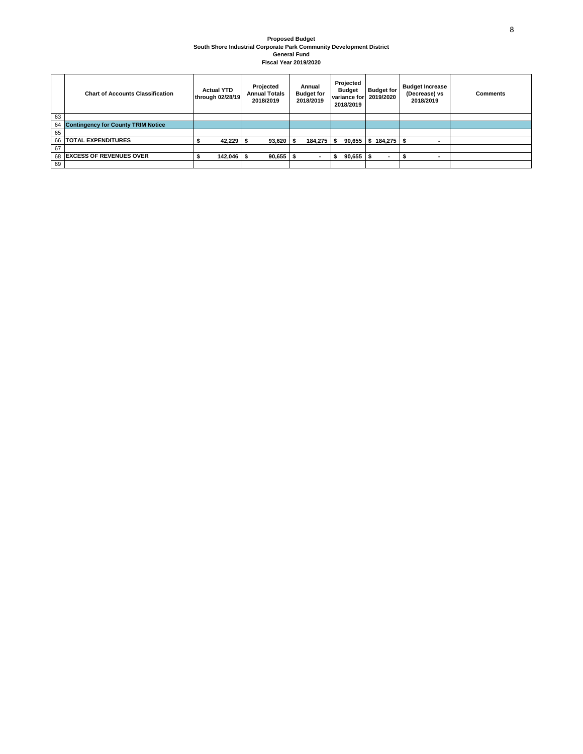**Proposed Budget**
**South Shore Industrial Corporate Park Community Development District**
**General Fund**
**Fiscal Year 2019/2020**

| | Chart of Accounts Classification | Actual YTD through 02/28/19 | Projected Annual Totals 2018/2019 | Annual Budget for 2018/2019 | Projected Budget variance for 2018/2019 | Budget for 2019/2020 | Budget Increase (Decrease) vs 2018/2019 | Comments |
|---|---|---|---|---|---|---|---|---|
| 63 | | | | | | | | |
| 64 | **Contingency for County TRIM Notice** | | | | | | | |
| 65 | | | | | | | | |
| 66 | **TOTAL EXPENDITURES** | $ 42,229 | $ 93,620 | $ 184,275 | $ 90,655 | $ 184,275 | $ - | |
| 67 | | | | | | | | |
| 68 | **EXCESS OF REVENUES OVER** | $ 142,046 | $ 90,655 | $ - | $ 90,655 | $ - | $ - | |
| 69 | | | | | | | | |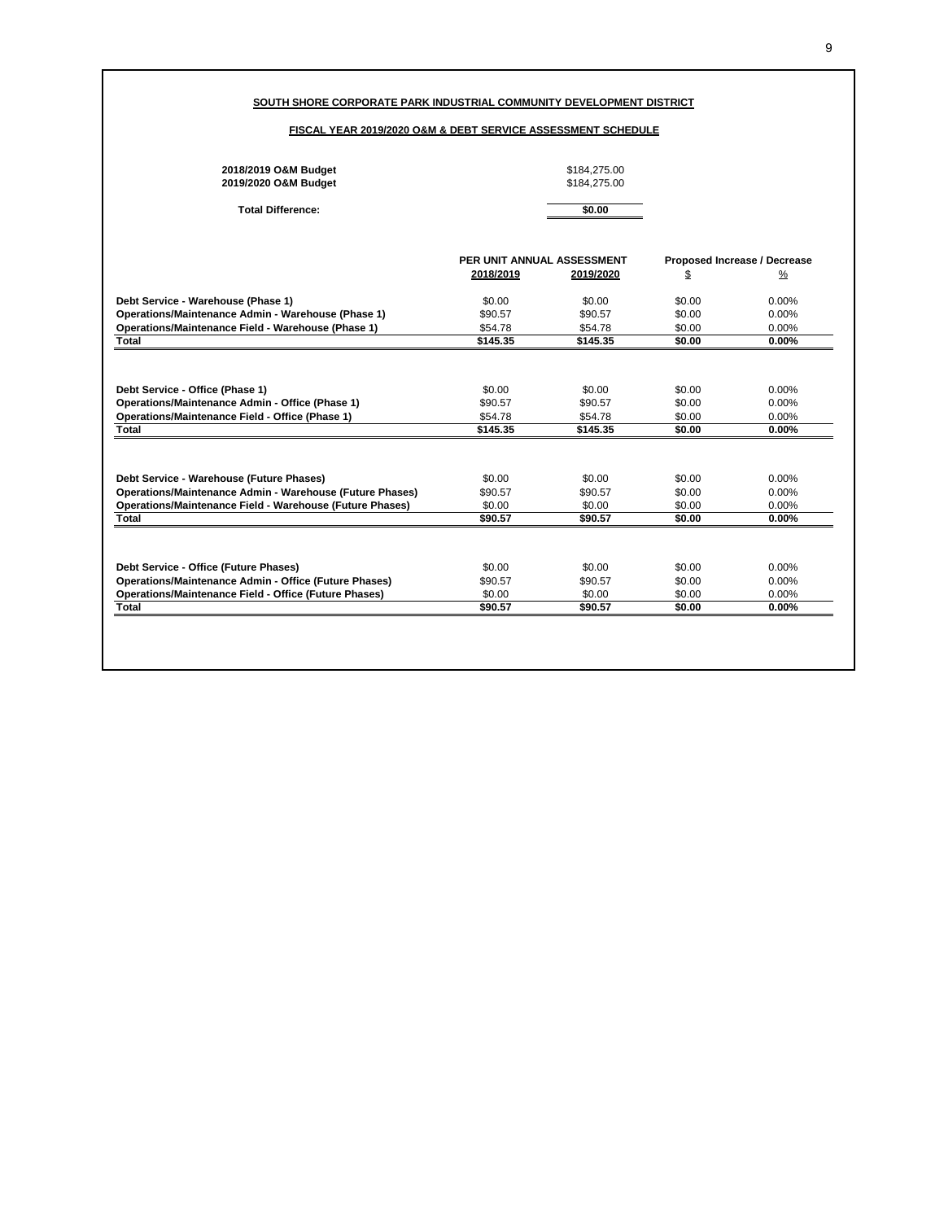## SOUTH SHORE CORPORATE PARK INDUSTRIAL COMMUNITY DEVELOPMENT DISTRICT

### FISCAL YEAR 2019/2020 O&M & DEBT SERVICE ASSESSMENT SCHEDULE

| | |
|---|---|
| **2018/2019 O&M Budget** | $184,275.00 |
| **2019/2020 O&M Budget** | $184,275.00 |
| **Total Difference:** | **$0.00** |

| | PER UNIT ANNUAL ASSESSMENT | | Proposed Increase / Decrease | |
|---|---|---|---|---|
| | 2018/2019 | 2019/2020 | $ | % |
| **Debt Service - Warehouse (Phase 1)** | $0.00 | $0.00 | $0.00 | 0.00% |
| **Operations/Maintenance Admin - Warehouse (Phase 1)** | $90.57 | $90.57 | $0.00 | 0.00% |
| **Operations/Maintenance Field - Warehouse (Phase 1)** | $54.78 | $54.78 | $0.00 | 0.00% |
| **Total** | **$145.35** | **$145.35** | **$0.00** | **0.00%** |
| | | | | |
| **Debt Service - Office (Phase 1)** | $0.00 | $0.00 | $0.00 | 0.00% |
| **Operations/Maintenance Admin - Office (Phase 1)** | $90.57 | $90.57 | $0.00 | 0.00% |
| **Operations/Maintenance Field - Office (Phase 1)** | $54.78 | $54.78 | $0.00 | 0.00% |
| **Total** | **$145.35** | **$145.35** | **$0.00** | **0.00%** |
| | | | | |
| **Debt Service - Warehouse (Future Phases)** | $0.00 | $0.00 | $0.00 | 0.00% |
| **Operations/Maintenance Admin - Warehouse (Future Phases)** | $90.57 | $90.57 | $0.00 | 0.00% |
| **Operations/Maintenance Field - Warehouse (Future Phases)** | $0.00 | $0.00 | $0.00 | 0.00% |
| **Total** | **$90.57** | **$90.57** | **$0.00** | **0.00%** |
| | | | | |
| **Debt Service - Office (Future Phases)** | $0.00 | $0.00 | $0.00 | 0.00% |
| **Operations/Maintenance Admin - Office (Future Phases)** | $90.57 | $90.57 | $0.00 | 0.00% |
| **Operations/Maintenance Field - Office (Future Phases)** | $0.00 | $0.00 | $0.00 | 0.00% |
| **Total** | **$90.57** | **$90.57** | **$0.00** | **0.00%** |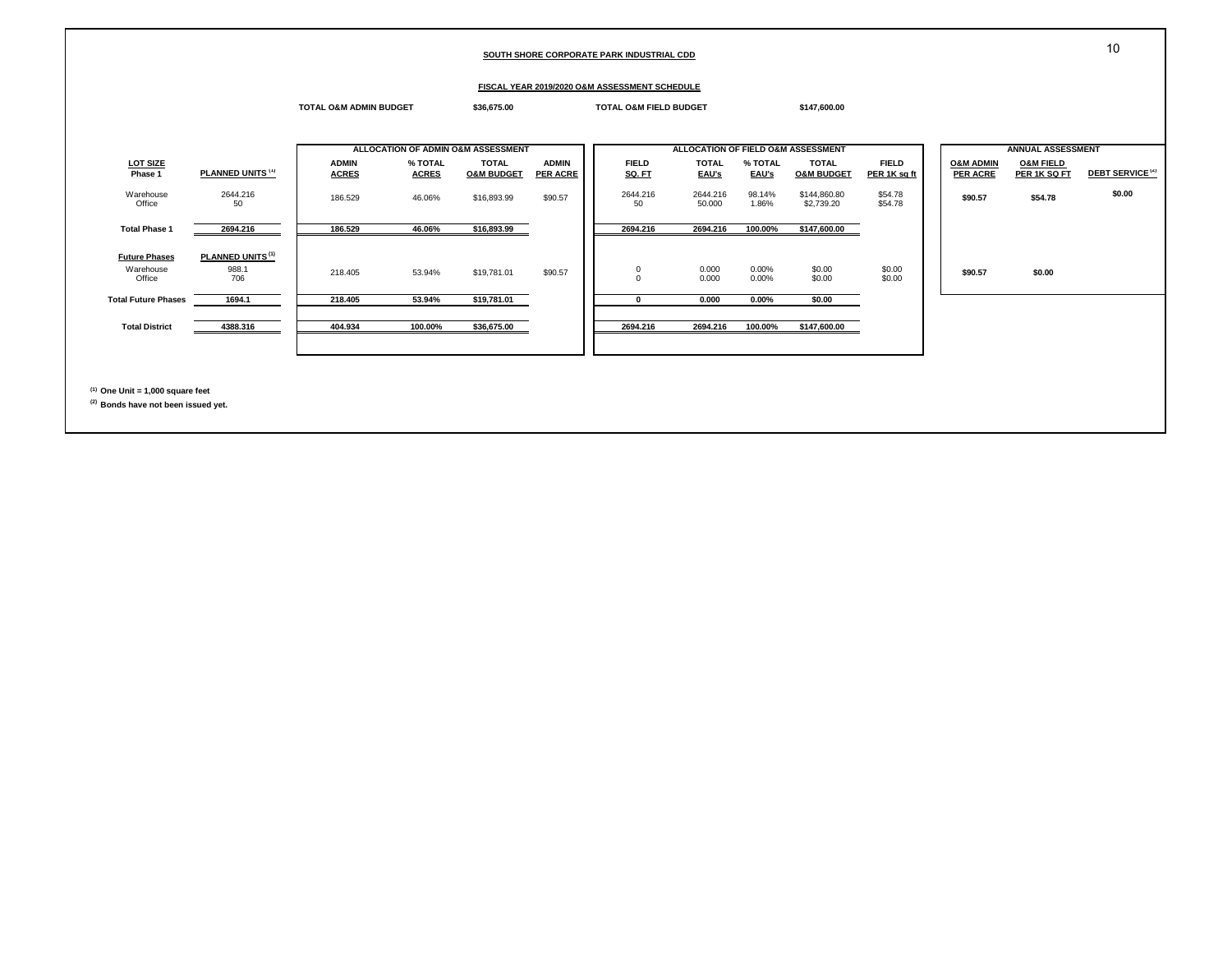## SOUTH SHORE CORPORATE PARK INDUSTRIAL CDD

### FISCAL YEAR 2019/2020 O&M ASSESSMENT SCHEDULE

**TOTAL O&M ADMIN BUDGET** **$36,675.00** **TOTAL O&M FIELD BUDGET** **$147,600.00**

| | | ALLOCATION OF ADMIN O&M ASSESSMENT | | | | ALLOCATION OF FIELD O&M ASSESSMENT | | | | | ANNUAL ASSESSMENT | | |
|---|---|---|---|---|---|---|---|---|---|---|---|---|---|
| **LOT SIZE Phase 1** | **PLANNED UNITS [1]** | **ADMIN ACRES** | **% TOTAL ACRES** | **TOTAL O&M BUDGET** | **ADMIN PER ACRE** | **FIELD SQ. FT** | **TOTAL EAU's** | **% TOTAL EAU's** | **TOTAL O&M BUDGET** | **FIELD PER 1K sq ft** | **O&M ADMIN PER ACRE** | **O&M FIELD PER 1K SQ FT** | **DEBT SERVICE [2]** |
| Warehouse | 2644.216 | 186.529 | 46.06% | $16,893.99 | $90.57 | 2644.216 | 2644.216 | 98.14% | $144,860.80 | $54.78 | **$90.57** | **$54.78** | **$0.00** |
| Office | 50 | | | | | 50 | 50.000 | 1.86% | $2,739.20 | $54.78 | | | |
| **Total Phase 1** | **2694.216** | **186.529** | **46.06%** | **$16,893.99** | | **2694.216** | **2694.216** | **100.00%** | **$147,600.00** | | | | |
| **Future Phases** | **PLANNED UNITS [1]** | | | | | | | | | | | | |
| Warehouse | 988.1 | 218.405 | 53.94% | $19,781.01 | $90.57 | 0 | 0.000 | 0.00% | $0.00 | $0.00 | **$90.57** | **$0.00** | |
| Office | 706 | | | | | 0 | 0.000 | 0.00% | $0.00 | $0.00 | | | |
| **Total Future Phases** | **1694.1** | **218.405** | **53.94%** | **$19,781.01** | | **0** | **0.000** | **0.00%** | **$0.00** | | | | |
| **Total District** | **4388.316** | **404.934** | **100.00%** | **$36,675.00** | | **2694.216** | **2694.216** | **100.00%** | **$147,600.00** | | | | |

**[1] One Unit = 1,000 square feet**

**[2] Bonds have not been issued yet.**